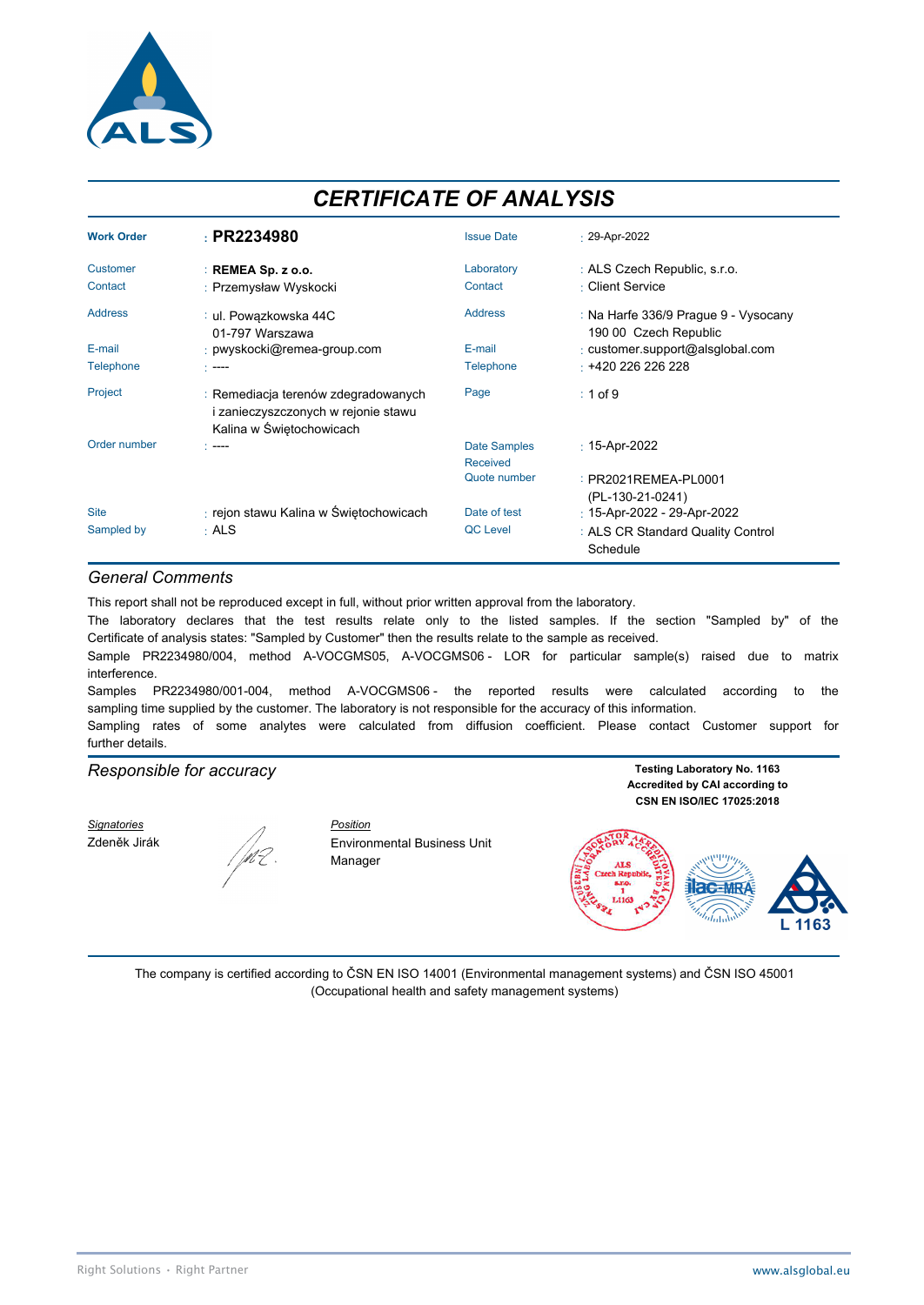# CERTIFICATE OF ANALYSIS

| | | | |
|---|---|---|---|
| **Work Order** | : **PR2234980** | Issue Date | : 29-Apr-2022 |
| Customer | : **REMEA Sp. z o.o.** | Laboratory | : ALS Czech Republic, s.r.o. |
| Contact | : Przemysław Wyskocki | Contact | : Client Service |
| Address | : ul. Powązkowska 44C 01-797 Warszawa | Address | : Na Harfe 336/9 Prague 9 - Vysocany 190 00 Czech Republic |
| E-mail | : pwyskocki@remea-group.com | E-mail | : customer.support@alsglobal.com |
| Telephone | : ---- | Telephone | : +420 226 226 228 |
| Project | : Remediacja terenów zdegradowanych i zanieczyszczonych w rejonie stawu Kalina w Świętochowicach | Page | : 1 of 9 |
| Order number | : ---- | Date Samples Received | : 15-Apr-2022 |
| | | Quote number | : PR2021REMEA-PL0001 (PL-130-21-0241) |
| Site | : rejon stawu Kalina w Świętochowicach | Date of test | : 15-Apr-2022 - 29-Apr-2022 |
| Sampled by | : ALS | QC Level | : ALS CR Standard Quality Control Schedule |

## *General Comments*

This report shall not be reproduced except in full, without prior written approval from the laboratory.

The laboratory declares that the test results relate only to the listed samples. If the section "Sampled by" of the Certificate of analysis states: "Sampled by Customer" then the results relate to the sample as received.

Sample PR2234980/004, method A-VOCGMS05, A-VOCGMS06 - LOR for particular sample(s) raised due to matrix interference.

Samples PR2234980/001-004, method A-VOCGMS06 - the reported results were calculated according to the sampling time supplied by the customer. The laboratory is not responsible for the accuracy of this information.

Sampling rates of some analytes were calculated from diffusion coefficient. Please contact Customer support for further details.

## *Responsible for accuracy*

**Testing Laboratory No. 1163**
**Accredited by CAI according to**
**CSN EN ISO/IEC 17025:2018**

| *Signatories* | *Position* |
|---|---|
| Zdeněk Jirák | Environmental Business Unit Manager |

The company is certified according to ČSN EN ISO 14001 (Environmental management systems) and ČSN ISO 45001 (Occupational health and safety management systems)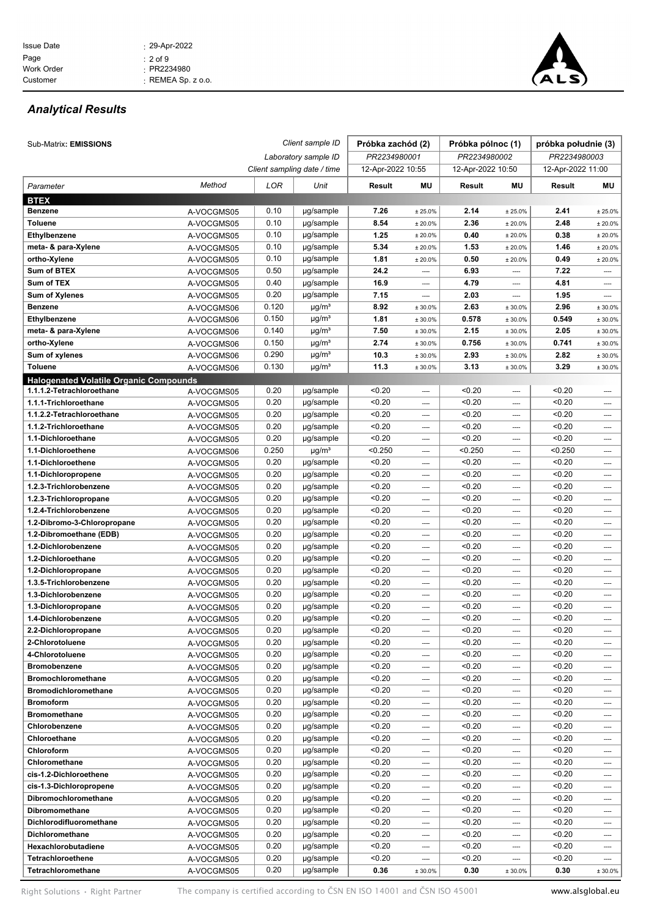## *Analytical Results*

| Sub-Matrix: **EMISSIONS** | | | *Client sample ID* | **Próbka zachód (2)** | | **Próbka północ (1)** | | **próbka południe (3)** | |
|---|---|---|---|---|---|---|---|---|---|
| | | | *Laboratory sample ID* | *PR2234980001* | | *PR2234980002* | | *PR2234980003* | |
| | | | *Client sampling date / time* | 12-Apr-2022 10:55 | | 12-Apr-2022 10:50 | | 12-Apr-2022 11:00 | |
| *Parameter* | *Method* | *LOR* | *Unit* | **Result** | **MU** | **Result** | **MU** | **Result** | **MU** |
| **BTEX** | | | | | | | | | |
| **Benzene** | A-VOCGMS05 | 0.10 | µg/sample | **7.26** | ± 25.0% | **2.14** | ± 25.0% | **2.41** | ± 25.0% |
| **Toluene** | A-VOCGMS05 | 0.10 | µg/sample | **8.54** | ± 20.0% | **2.36** | ± 20.0% | **2.48** | ± 20.0% |
| **Ethylbenzene** | A-VOCGMS05 | 0.10 | µg/sample | **1.25** | ± 20.0% | **0.40** | ± 20.0% | **0.38** | ± 20.0% |
| **meta- & para-Xylene** | A-VOCGMS05 | 0.10 | µg/sample | **5.34** | ± 20.0% | **1.53** | ± 20.0% | **1.46** | ± 20.0% |
| **ortho-Xylene** | A-VOCGMS05 | 0.10 | µg/sample | **1.81** | ± 20.0% | **0.50** | ± 20.0% | **0.49** | ± 20.0% |
| **Sum of BTEX** | A-VOCGMS05 | 0.50 | µg/sample | **24.2** | ---- | **6.93** | ---- | **7.22** | ---- |
| **Sum of TEX** | A-VOCGMS05 | 0.40 | µg/sample | **16.9** | ---- | **4.79** | ---- | **4.81** | ---- |
| **Sum of Xylenes** | A-VOCGMS05 | 0.20 | µg/sample | **7.15** | ---- | **2.03** | ---- | **1.95** | ---- |
| **Benzene** | A-VOCGMS06 | 0.120 | µg/m³ | **8.92** | ± 30.0% | **2.63** | ± 30.0% | **2.96** | ± 30.0% |
| **Ethylbenzene** | A-VOCGMS06 | 0.150 | µg/m³ | **1.81** | ± 30.0% | **0.578** | ± 30.0% | **0.549** | ± 30.0% |
| **meta- & para-Xylene** | A-VOCGMS06 | 0.140 | µg/m³ | **7.50** | ± 30.0% | **2.15** | ± 30.0% | **2.05** | ± 30.0% |
| **ortho-Xylene** | A-VOCGMS06 | 0.150 | µg/m³ | **2.74** | ± 30.0% | **0.756** | ± 30.0% | **0.741** | ± 30.0% |
| **Sum of xylenes** | A-VOCGMS06 | 0.290 | µg/m³ | **10.3** | ± 30.0% | **2.93** | ± 30.0% | **2.82** | ± 30.0% |
| **Toluene** | A-VOCGMS06 | 0.130 | µg/m³ | **11.3** | ± 30.0% | **3.13** | ± 30.0% | **3.29** | ± 30.0% |
| **Halogenated Volatile Organic Compounds** | | | | | | | | | |
| **1.1.1.2-Tetrachloroethane** | A-VOCGMS05 | 0.20 | µg/sample | <0.20 | ---- | <0.20 | ---- | <0.20 | ---- |
| **1.1.1-Trichloroethane** | A-VOCGMS05 | 0.20 | µg/sample | <0.20 | ---- | <0.20 | ---- | <0.20 | ---- |
| **1.1.2.2-Tetrachloroethane** | A-VOCGMS05 | 0.20 | µg/sample | <0.20 | ---- | <0.20 | ---- | <0.20 | ---- |
| **1.1.2-Trichloroethane** | A-VOCGMS05 | 0.20 | µg/sample | <0.20 | ---- | <0.20 | ---- | <0.20 | ---- |
| **1.1-Dichloroethane** | A-VOCGMS05 | 0.20 | µg/sample | <0.20 | ---- | <0.20 | ---- | <0.20 | ---- |
| **1.1-Dichloroethene** | A-VOCGMS06 | 0.250 | µg/m³ | <0.250 | ---- | <0.250 | ---- | <0.250 | ---- |
| **1.1-Dichloroethene** | A-VOCGMS05 | 0.20 | µg/sample | <0.20 | ---- | <0.20 | ---- | <0.20 | ---- |
| **1.1-Dichloropropene** | A-VOCGMS05 | 0.20 | µg/sample | <0.20 | ---- | <0.20 | ---- | <0.20 | ---- |
| **1.2.3-Trichlorobenzene** | A-VOCGMS05 | 0.20 | µg/sample | <0.20 | ---- | <0.20 | ---- | <0.20 | ---- |
| **1.2.3-Trichloropropane** | A-VOCGMS05 | 0.20 | µg/sample | <0.20 | ---- | <0.20 | ---- | <0.20 | ---- |
| **1.2.4-Trichlorobenzene** | A-VOCGMS05 | 0.20 | µg/sample | <0.20 | ---- | <0.20 | ---- | <0.20 | ---- |
| **1.2-Dibromo-3-Chloropropane** | A-VOCGMS05 | 0.20 | µg/sample | <0.20 | ---- | <0.20 | ---- | <0.20 | ---- |
| **1.2-Dibromoethane (EDB)** | A-VOCGMS05 | 0.20 | µg/sample | <0.20 | ---- | <0.20 | ---- | <0.20 | ---- |
| **1.2-Dichlorobenzene** | A-VOCGMS05 | 0.20 | µg/sample | <0.20 | ---- | <0.20 | ---- | <0.20 | ---- |
| **1.2-Dichloroethane** | A-VOCGMS05 | 0.20 | µg/sample | <0.20 | ---- | <0.20 | ---- | <0.20 | ---- |
| **1.2-Dichloropropane** | A-VOCGMS05 | 0.20 | µg/sample | <0.20 | ---- | <0.20 | ---- | <0.20 | ---- |
| **1.3.5-Trichlorobenzene** | A-VOCGMS05 | 0.20 | µg/sample | <0.20 | ---- | <0.20 | ---- | <0.20 | ---- |
| **1.3-Dichlorobenzene** | A-VOCGMS05 | 0.20 | µg/sample | <0.20 | ---- | <0.20 | ---- | <0.20 | ---- |
| **1.3-Dichloropropane** | A-VOCGMS05 | 0.20 | µg/sample | <0.20 | ---- | <0.20 | ---- | <0.20 | ---- |
| **1.4-Dichlorobenzene** | A-VOCGMS05 | 0.20 | µg/sample | <0.20 | ---- | <0.20 | ---- | <0.20 | ---- |
| **2.2-Dichloropropane** | A-VOCGMS05 | 0.20 | µg/sample | <0.20 | ---- | <0.20 | ---- | <0.20 | ---- |
| **2-Chlorotoluene** | A-VOCGMS05 | 0.20 | µg/sample | <0.20 | ---- | <0.20 | ---- | <0.20 | ---- |
| **4-Chlorotoluene** | A-VOCGMS05 | 0.20 | µg/sample | <0.20 | ---- | <0.20 | ---- | <0.20 | ---- |
| **Bromobenzene** | A-VOCGMS05 | 0.20 | µg/sample | <0.20 | ---- | <0.20 | ---- | <0.20 | ---- |
| **Bromochloromethane** | A-VOCGMS05 | 0.20 | µg/sample | <0.20 | ---- | <0.20 | ---- | <0.20 | ---- |
| **Bromodichloromethane** | A-VOCGMS05 | 0.20 | µg/sample | <0.20 | ---- | <0.20 | ---- | <0.20 | ---- |
| **Bromoform** | A-VOCGMS05 | 0.20 | µg/sample | <0.20 | ---- | <0.20 | ---- | <0.20 | ---- |
| **Bromomethane** | A-VOCGMS05 | 0.20 | µg/sample | <0.20 | ---- | <0.20 | ---- | <0.20 | ---- |
| **Chlorobenzene** | A-VOCGMS05 | 0.20 | µg/sample | <0.20 | ---- | <0.20 | ---- | <0.20 | ---- |
| **Chloroethane** | A-VOCGMS05 | 0.20 | µg/sample | <0.20 | ---- | <0.20 | ---- | <0.20 | ---- |
| **Chloroform** | A-VOCGMS05 | 0.20 | µg/sample | <0.20 | ---- | <0.20 | ---- | <0.20 | ---- |
| **Chloromethane** | A-VOCGMS05 | 0.20 | µg/sample | <0.20 | ---- | <0.20 | ---- | <0.20 | ---- |
| **cis-1.2-Dichloroethene** | A-VOCGMS05 | 0.20 | µg/sample | <0.20 | ---- | <0.20 | ---- | <0.20 | ---- |
| **cis-1.3-Dichloropropene** | A-VOCGMS05 | 0.20 | µg/sample | <0.20 | ---- | <0.20 | ---- | <0.20 | ---- |
| **Dibromochloromethane** | A-VOCGMS05 | 0.20 | µg/sample | <0.20 | ---- | <0.20 | ---- | <0.20 | ---- |
| **Dibromomethane** | A-VOCGMS05 | 0.20 | µg/sample | <0.20 | ---- | <0.20 | ---- | <0.20 | ---- |
| **Dichlorodifluoromethane** | A-VOCGMS05 | 0.20 | µg/sample | <0.20 | ---- | <0.20 | ---- | <0.20 | ---- |
| **Dichloromethane** | A-VOCGMS05 | 0.20 | µg/sample | <0.20 | ---- | <0.20 | ---- | <0.20 | ---- |
| **Hexachlorobutadiene** | A-VOCGMS05 | 0.20 | µg/sample | <0.20 | ---- | <0.20 | ---- | <0.20 | ---- |
| **Tetrachloroethene** | A-VOCGMS05 | 0.20 | µg/sample | <0.20 | ---- | <0.20 | ---- | <0.20 | ---- |
| **Tetrachloromethane** | A-VOCGMS05 | 0.20 | µg/sample | **0.36** | ± 30.0% | **0.30** | ± 30.0% | **0.30** | ± 30.0% |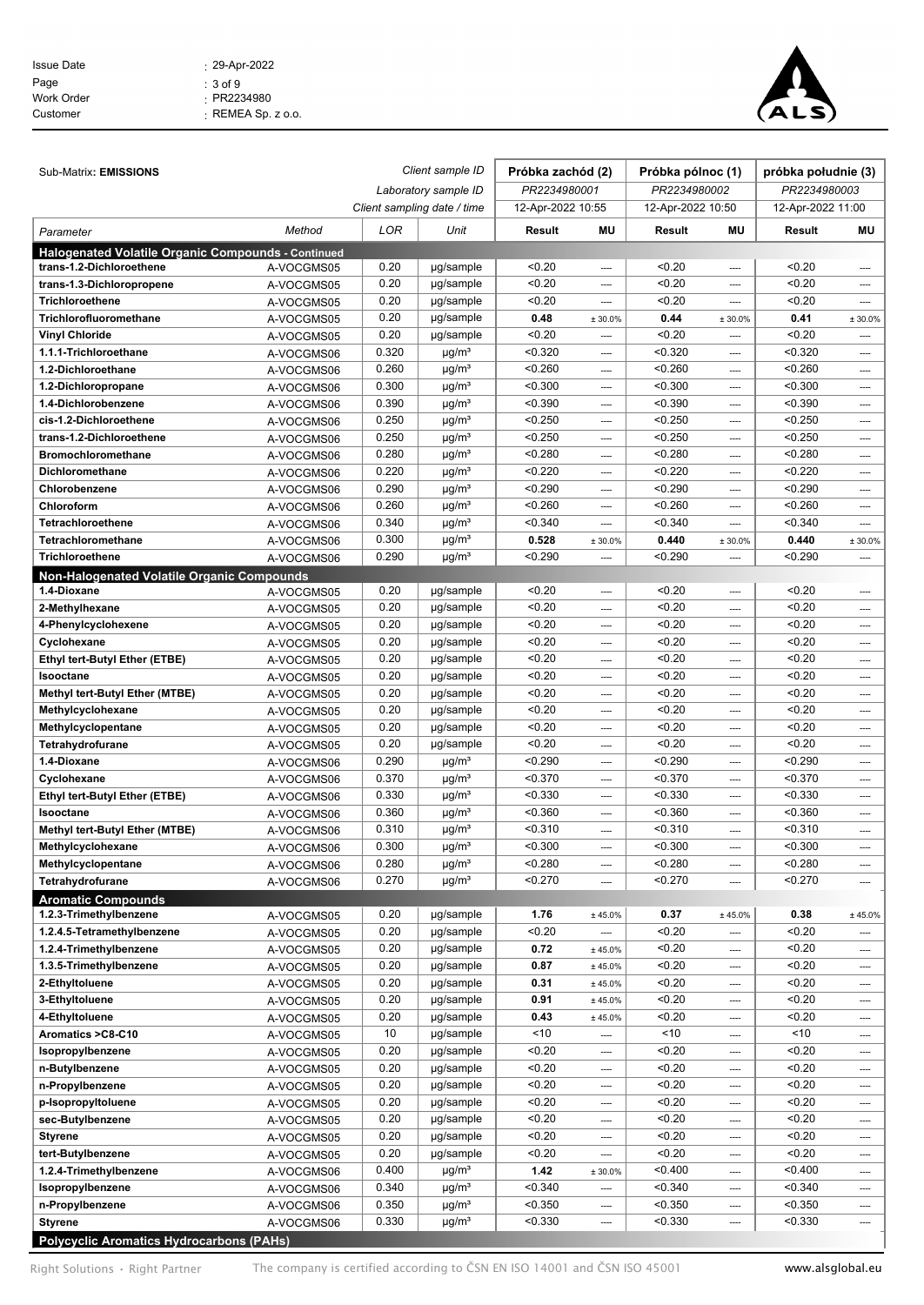| Issue Date | : 29-Apr-2022 |
|---|---|
| Page | : 3 of 9 |
| Work Order | : PR2234980 |
| Customer | : REMEA Sp. z o.o. |

| Sub-Matrix: **EMISSIONS** | | | *Client sample ID* | **Próbka zachód (2)** | | **Próbka północ (1)** | | **próbka południe (3)** | |
|---|---|---|---|---|---|---|---|---|---|
| | | | *Laboratory sample ID* | *PR2234980001* | | *PR2234980002* | | *PR2234980003* | |
| | | | *Client sampling date / time* | 12-Apr-2022 10:55 | | 12-Apr-2022 10:50 | | 12-Apr-2022 11:00 | |
| *Parameter* | *Method* | *LOR* | *Unit* | **Result** | **MU** | **Result** | **MU** | **Result** | **MU** |
| **Halogenated Volatile Organic Compounds - Continued** | | | | | | | | | |
| **trans-1.2-Dichloroethene** | A-VOCGMS05 | 0.20 | µg/sample | <0.20 | ---- | <0.20 | ---- | <0.20 | ---- |
| **trans-1.3-Dichloropropene** | A-VOCGMS05 | 0.20 | µg/sample | <0.20 | ---- | <0.20 | ---- | <0.20 | ---- |
| **Trichloroethene** | A-VOCGMS05 | 0.20 | µg/sample | <0.20 | ---- | <0.20 | ---- | <0.20 | ---- |
| **Trichlorofluoromethane** | A-VOCGMS05 | 0.20 | µg/sample | **0.48** | ± 30.0% | **0.44** | ± 30.0% | **0.41** | ± 30.0% |
| **Vinyl Chloride** | A-VOCGMS05 | 0.20 | µg/sample | <0.20 | ---- | <0.20 | ---- | <0.20 | ---- |
| **1.1.1-Trichloroethane** | A-VOCGMS06 | 0.320 | µg/m³ | <0.320 | ---- | <0.320 | ---- | <0.320 | ---- |
| **1.2-Dichloroethane** | A-VOCGMS06 | 0.260 | µg/m³ | <0.260 | ---- | <0.260 | ---- | <0.260 | ---- |
| **1.2-Dichloropropane** | A-VOCGMS06 | 0.300 | µg/m³ | <0.300 | ---- | <0.300 | ---- | <0.300 | ---- |
| **1.4-Dichlorobenzene** | A-VOCGMS06 | 0.390 | µg/m³ | <0.390 | ---- | <0.390 | ---- | <0.390 | ---- |
| **cis-1.2-Dichloroethene** | A-VOCGMS06 | 0.250 | µg/m³ | <0.250 | ---- | <0.250 | ---- | <0.250 | ---- |
| **trans-1.2-Dichloroethene** | A-VOCGMS06 | 0.250 | µg/m³ | <0.250 | ---- | <0.250 | ---- | <0.250 | ---- |
| **Bromochloromethane** | A-VOCGMS06 | 0.280 | µg/m³ | <0.280 | ---- | <0.280 | ---- | <0.280 | ---- |
| **Dichloromethane** | A-VOCGMS06 | 0.220 | µg/m³ | <0.220 | ---- | <0.220 | ---- | <0.220 | ---- |
| **Chlorobenzene** | A-VOCGMS06 | 0.290 | µg/m³ | <0.290 | ---- | <0.290 | ---- | <0.290 | ---- |
| **Chloroform** | A-VOCGMS06 | 0.260 | µg/m³ | <0.260 | ---- | <0.260 | ---- | <0.260 | ---- |
| **Tetrachloroethene** | A-VOCGMS06 | 0.340 | µg/m³ | <0.340 | ---- | <0.340 | ---- | <0.340 | ---- |
| **Tetrachloromethane** | A-VOCGMS06 | 0.300 | µg/m³ | **0.528** | ± 30.0% | **0.440** | ± 30.0% | **0.440** | ± 30.0% |
| **Trichloroethene** | A-VOCGMS06 | 0.290 | µg/m³ | <0.290 | ---- | <0.290 | ---- | <0.290 | ---- |
| **Non-Halogenated Volatile Organic Compounds** | | | | | | | | | |
| **1.4-Dioxane** | A-VOCGMS05 | 0.20 | µg/sample | <0.20 | ---- | <0.20 | ---- | <0.20 | ---- |
| **2-Methylhexane** | A-VOCGMS05 | 0.20 | µg/sample | <0.20 | ---- | <0.20 | ---- | <0.20 | ---- |
| **4-Phenylcyclohexene** | A-VOCGMS05 | 0.20 | µg/sample | <0.20 | ---- | <0.20 | ---- | <0.20 | ---- |
| **Cyclohexane** | A-VOCGMS05 | 0.20 | µg/sample | <0.20 | ---- | <0.20 | ---- | <0.20 | ---- |
| **Ethyl tert-Butyl Ether (ETBE)** | A-VOCGMS05 | 0.20 | µg/sample | <0.20 | ---- | <0.20 | ---- | <0.20 | ---- |
| **Isooctane** | A-VOCGMS05 | 0.20 | µg/sample | <0.20 | ---- | <0.20 | ---- | <0.20 | ---- |
| **Methyl tert-Butyl Ether (MTBE)** | A-VOCGMS05 | 0.20 | µg/sample | <0.20 | ---- | <0.20 | ---- | <0.20 | ---- |
| **Methylcyclohexane** | A-VOCGMS05 | 0.20 | µg/sample | <0.20 | ---- | <0.20 | ---- | <0.20 | ---- |
| **Methylcyclopentane** | A-VOCGMS05 | 0.20 | µg/sample | <0.20 | ---- | <0.20 | ---- | <0.20 | ---- |
| **Tetrahydrofurane** | A-VOCGMS05 | 0.20 | µg/sample | <0.20 | ---- | <0.20 | ---- | <0.20 | ---- |
| **1.4-Dioxane** | A-VOCGMS06 | 0.290 | µg/m³ | <0.290 | ---- | <0.290 | ---- | <0.290 | ---- |
| **Cyclohexane** | A-VOCGMS06 | 0.370 | µg/m³ | <0.370 | ---- | <0.370 | ---- | <0.370 | ---- |
| **Ethyl tert-Butyl Ether (ETBE)** | A-VOCGMS06 | 0.330 | µg/m³ | <0.330 | ---- | <0.330 | ---- | <0.330 | ---- |
| **Isooctane** | A-VOCGMS06 | 0.360 | µg/m³ | <0.360 | ---- | <0.360 | ---- | <0.360 | ---- |
| **Methyl tert-Butyl Ether (MTBE)** | A-VOCGMS06 | 0.310 | µg/m³ | <0.310 | ---- | <0.310 | ---- | <0.310 | ---- |
| **Methylcyclohexane** | A-VOCGMS06 | 0.300 | µg/m³ | <0.300 | ---- | <0.300 | ---- | <0.300 | ---- |
| **Methylcyclopentane** | A-VOCGMS06 | 0.280 | µg/m³ | <0.280 | ---- | <0.280 | ---- | <0.280 | ---- |
| **Tetrahydrofurane** | A-VOCGMS06 | 0.270 | µg/m³ | <0.270 | ---- | <0.270 | ---- | <0.270 | ---- |
| **Aromatic Compounds** | | | | | | | | | |
| **1.2.3-Trimethylbenzene** | A-VOCGMS05 | 0.20 | µg/sample | **1.76** | ± 45.0% | **0.37** | ± 45.0% | **0.38** | ± 45.0% |
| **1.2.4.5-Tetramethylbenzene** | A-VOCGMS05 | 0.20 | µg/sample | <0.20 | ---- | <0.20 | ---- | <0.20 | ---- |
| **1.2.4-Trimethylbenzene** | A-VOCGMS05 | 0.20 | µg/sample | **0.72** | ± 45.0% | <0.20 | ---- | <0.20 | ---- |
| **1.3.5-Trimethylbenzene** | A-VOCGMS05 | 0.20 | µg/sample | **0.87** | ± 45.0% | <0.20 | ---- | <0.20 | ---- |
| **2-Ethyltoluene** | A-VOCGMS05 | 0.20 | µg/sample | **0.31** | ± 45.0% | <0.20 | ---- | <0.20 | ---- |
| **3-Ethyltoluene** | A-VOCGMS05 | 0.20 | µg/sample | **0.91** | ± 45.0% | <0.20 | ---- | <0.20 | ---- |
| **4-Ethyltoluene** | A-VOCGMS05 | 0.20 | µg/sample | **0.43** | ± 45.0% | <0.20 | ---- | <0.20 | ---- |
| **Aromatics >C8-C10** | A-VOCGMS05 | 10 | µg/sample | <10 | ---- | <10 | ---- | <10 | ---- |
| **Isopropylbenzene** | A-VOCGMS05 | 0.20 | µg/sample | <0.20 | ---- | <0.20 | ---- | <0.20 | ---- |
| **n-Butylbenzene** | A-VOCGMS05 | 0.20 | µg/sample | <0.20 | ---- | <0.20 | ---- | <0.20 | ---- |
| **n-Propylbenzene** | A-VOCGMS05 | 0.20 | µg/sample | <0.20 | ---- | <0.20 | ---- | <0.20 | ---- |
| **p-Isopropyltoluene** | A-VOCGMS05 | 0.20 | µg/sample | <0.20 | ---- | <0.20 | ---- | <0.20 | ---- |
| **sec-Butylbenzene** | A-VOCGMS05 | 0.20 | µg/sample | <0.20 | ---- | <0.20 | ---- | <0.20 | ---- |
| **Styrene** | A-VOCGMS05 | 0.20 | µg/sample | <0.20 | ---- | <0.20 | ---- | <0.20 | ---- |
| **tert-Butylbenzene** | A-VOCGMS05 | 0.20 | µg/sample | <0.20 | ---- | <0.20 | ---- | <0.20 | ---- |
| **1.2.4-Trimethylbenzene** | A-VOCGMS06 | 0.400 | µg/m³ | **1.42** | ± 30.0% | <0.400 | ---- | <0.400 | ---- |
| **Isopropylbenzene** | A-VOCGMS06 | 0.340 | µg/m³ | <0.340 | ---- | <0.340 | ---- | <0.340 | ---- |
| **n-Propylbenzene** | A-VOCGMS06 | 0.350 | µg/m³ | <0.350 | ---- | <0.350 | ---- | <0.350 | ---- |
| **Styrene** | A-VOCGMS06 | 0.330 | µg/m³ | <0.330 | ---- | <0.330 | ---- | <0.330 | ---- |
| **Polycyclic Aromatics Hydrocarbons (PAHs)** | | | | | | | | | |

Right Solutions · Right Partner    The company is certified according to ČSN EN ISO 14001 and ČSN ISO 45001    www.alsglobal.eu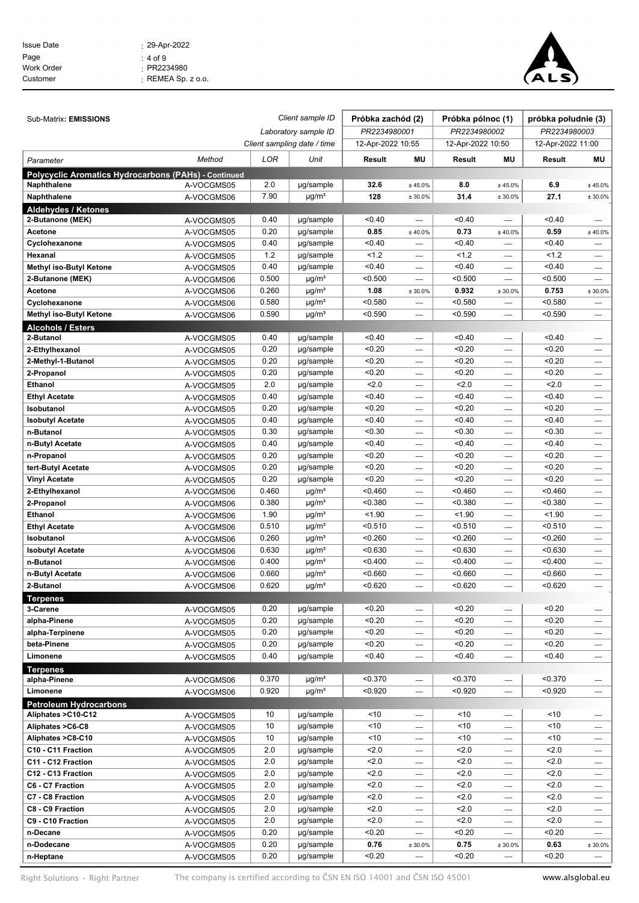| Sub-Matrix: **EMISSIONS** | | | Client sample ID | Próbka zachód (2) | | Próbka północ (1) | | próbka południe (3) | |
|---|---|---|---|---|---|---|---|---|---|
| | | | Laboratory sample ID | PR2234980001 | | PR2234980002 | | PR2234980003 | |
| | | | Client sampling date / time | 12-Apr-2022 10:55 | | 12-Apr-2022 10:50 | | 12-Apr-2022 11:00 | |
| *Parameter* | *Method* | *LOR* | *Unit* | **Result** | **MU** | **Result** | **MU** | **Result** | **MU** |
| **Polycyclic Aromatics Hydrocarbons (PAHs) - Continued** | | | | | | | | | |
| **Naphthalene** | A-VOCGMS05 | 2.0 | µg/sample | **32.6** | ± 45.0% | **8.0** | ± 45.0% | **6.9** | ± 45.0% |
| **Naphthalene** | A-VOCGMS06 | 7.90 | µg/m³ | **128** | ± 30.0% | **31.4** | ± 30.0% | **27.1** | ± 30.0% |
| **Aldehydes / Ketones** | | | | | | | | | |
| **2-Butanone (MEK)** | A-VOCGMS05 | 0.40 | µg/sample | <0.40 | ---- | <0.40 | ---- | <0.40 | ---- |
| **Acetone** | A-VOCGMS05 | 0.20 | µg/sample | **0.85** | ± 40.0% | **0.73** | ± 40.0% | **0.59** | ± 40.0% |
| **Cyclohexanone** | A-VOCGMS05 | 0.40 | µg/sample | <0.40 | ---- | <0.40 | ---- | <0.40 | ---- |
| **Hexanal** | A-VOCGMS05 | 1.2 | µg/sample | <1.2 | ---- | <1.2 | ---- | <1.2 | ---- |
| **Methyl iso-Butyl Ketone** | A-VOCGMS05 | 0.40 | µg/sample | <0.40 | ---- | <0.40 | ---- | <0.40 | ---- |
| **2-Butanone (MEK)** | A-VOCGMS06 | 0.500 | µg/m³ | <0.500 | ---- | <0.500 | ---- | <0.500 | ---- |
| **Acetone** | A-VOCGMS06 | 0.260 | µg/m³ | **1.08** | ± 30.0% | **0.932** | ± 30.0% | **0.753** | ± 30.0% |
| **Cyclohexanone** | A-VOCGMS06 | 0.580 | µg/m³ | <0.580 | ---- | <0.580 | ---- | <0.580 | ---- |
| **Methyl iso-Butyl Ketone** | A-VOCGMS06 | 0.590 | µg/m³ | <0.590 | ---- | <0.590 | ---- | <0.590 | ---- |
| **Alcohols / Esters** | | | | | | | | | |
| **2-Butanol** | A-VOCGMS05 | 0.40 | µg/sample | <0.40 | ---- | <0.40 | ---- | <0.40 | ---- |
| **2-Ethylhexanol** | A-VOCGMS05 | 0.20 | µg/sample | <0.20 | ---- | <0.20 | ---- | <0.20 | ---- |
| **2-Methyl-1-Butanol** | A-VOCGMS05 | 0.20 | µg/sample | <0.20 | ---- | <0.20 | ---- | <0.20 | ---- |
| **2-Propanol** | A-VOCGMS05 | 0.20 | µg/sample | <0.20 | ---- | <0.20 | ---- | <0.20 | ---- |
| **Ethanol** | A-VOCGMS05 | 2.0 | µg/sample | <2.0 | ---- | <2.0 | ---- | <2.0 | ---- |
| **Ethyl Acetate** | A-VOCGMS05 | 0.40 | µg/sample | <0.40 | ---- | <0.40 | ---- | <0.40 | ---- |
| **Isobutanol** | A-VOCGMS05 | 0.20 | µg/sample | <0.20 | ---- | <0.20 | ---- | <0.20 | ---- |
| **Isobutyl Acetate** | A-VOCGMS05 | 0.40 | µg/sample | <0.40 | ---- | <0.40 | ---- | <0.40 | ---- |
| **n-Butanol** | A-VOCGMS05 | 0.30 | µg/sample | <0.30 | ---- | <0.30 | ---- | <0.30 | ---- |
| **n-Butyl Acetate** | A-VOCGMS05 | 0.40 | µg/sample | <0.40 | ---- | <0.40 | ---- | <0.40 | ---- |
| **n-Propanol** | A-VOCGMS05 | 0.20 | µg/sample | <0.20 | ---- | <0.20 | ---- | <0.20 | ---- |
| **tert-Butyl Acetate** | A-VOCGMS05 | 0.20 | µg/sample | <0.20 | ---- | <0.20 | ---- | <0.20 | ---- |
| **Vinyl Acetate** | A-VOCGMS05 | 0.20 | µg/sample | <0.20 | ---- | <0.20 | ---- | <0.20 | ---- |
| **2-Ethylhexanol** | A-VOCGMS06 | 0.460 | µg/m³ | <0.460 | ---- | <0.460 | ---- | <0.460 | ---- |
| **2-Propanol** | A-VOCGMS06 | 0.380 | µg/m³ | <0.380 | ---- | <0.380 | ---- | <0.380 | ---- |
| **Ethanol** | A-VOCGMS06 | 1.90 | µg/m³ | <1.90 | ---- | <1.90 | ---- | <1.90 | ---- |
| **Ethyl Acetate** | A-VOCGMS06 | 0.510 | µg/m³ | <0.510 | ---- | <0.510 | ---- | <0.510 | ---- |
| **Isobutanol** | A-VOCGMS06 | 0.260 | µg/m³ | <0.260 | ---- | <0.260 | ---- | <0.260 | ---- |
| **Isobutyl Acetate** | A-VOCGMS06 | 0.630 | µg/m³ | <0.630 | ---- | <0.630 | ---- | <0.630 | ---- |
| **n-Butanol** | A-VOCGMS06 | 0.400 | µg/m³ | <0.400 | ---- | <0.400 | ---- | <0.400 | ---- |
| **n-Butyl Acetate** | A-VOCGMS06 | 0.660 | µg/m³ | <0.660 | ---- | <0.660 | ---- | <0.660 | ---- |
| **2-Butanol** | A-VOCGMS06 | 0.620 | µg/m³ | <0.620 | ---- | <0.620 | ---- | <0.620 | ---- |
| **Terpenes** | | | | | | | | | |
| **3-Carene** | A-VOCGMS05 | 0.20 | µg/sample | <0.20 | ---- | <0.20 | ---- | <0.20 | ---- |
| **alpha-Pinene** | A-VOCGMS05 | 0.20 | µg/sample | <0.20 | ---- | <0.20 | ---- | <0.20 | ---- |
| **alpha-Terpinene** | A-VOCGMS05 | 0.20 | µg/sample | <0.20 | ---- | <0.20 | ---- | <0.20 | ---- |
| **beta-Pinene** | A-VOCGMS05 | 0.20 | µg/sample | <0.20 | ---- | <0.20 | ---- | <0.20 | ---- |
| **Limonene** | A-VOCGMS05 | 0.40 | µg/sample | <0.40 | ---- | <0.40 | ---- | <0.40 | ---- |
| **Terpenes** | | | | | | | | | |
| **alpha-Pinene** | A-VOCGMS06 | 0.370 | µg/m³ | <0.370 | ---- | <0.370 | ---- | <0.370 | ---- |
| **Limonene** | A-VOCGMS06 | 0.920 | µg/m³ | <0.920 | ---- | <0.920 | ---- | <0.920 | ---- |
| **Petroleum Hydrocarbons** | | | | | | | | | |
| **Aliphates >C10-C12** | A-VOCGMS05 | 10 | µg/sample | <10 | ---- | <10 | ---- | <10 | ---- |
| **Aliphates >C6-C8** | A-VOCGMS05 | 10 | µg/sample | <10 | ---- | <10 | ---- | <10 | ---- |
| **Aliphates >C8-C10** | A-VOCGMS05 | 10 | µg/sample | <10 | ---- | <10 | ---- | <10 | ---- |
| **C10 - C11 Fraction** | A-VOCGMS05 | 2.0 | µg/sample | <2.0 | ---- | <2.0 | ---- | <2.0 | ---- |
| **C11 - C12 Fraction** | A-VOCGMS05 | 2.0 | µg/sample | <2.0 | ---- | <2.0 | ---- | <2.0 | ---- |
| **C12 - C13 Fraction** | A-VOCGMS05 | 2.0 | µg/sample | <2.0 | ---- | <2.0 | ---- | <2.0 | ---- |
| **C6 - C7 Fraction** | A-VOCGMS05 | 2.0 | µg/sample | <2.0 | ---- | <2.0 | ---- | <2.0 | ---- |
| **C7 - C8 Fraction** | A-VOCGMS05 | 2.0 | µg/sample | <2.0 | ---- | <2.0 | ---- | <2.0 | ---- |
| **C8 - C9 Fraction** | A-VOCGMS05 | 2.0 | µg/sample | <2.0 | ---- | <2.0 | ---- | <2.0 | ---- |
| **C9 - C10 Fraction** | A-VOCGMS05 | 2.0 | µg/sample | <2.0 | ---- | <2.0 | ---- | <2.0 | ---- |
| **n-Decane** | A-VOCGMS05 | 0.20 | µg/sample | <0.20 | ---- | <0.20 | ---- | <0.20 | ---- |
| **n-Dodecane** | A-VOCGMS05 | 0.20 | µg/sample | **0.76** | ± 30.0% | **0.75** | ± 30.0% | **0.63** | ± 30.0% |
| **n-Heptane** | A-VOCGMS05 | 0.20 | µg/sample | <0.20 | ---- | <0.20 | ---- | <0.20 | ---- |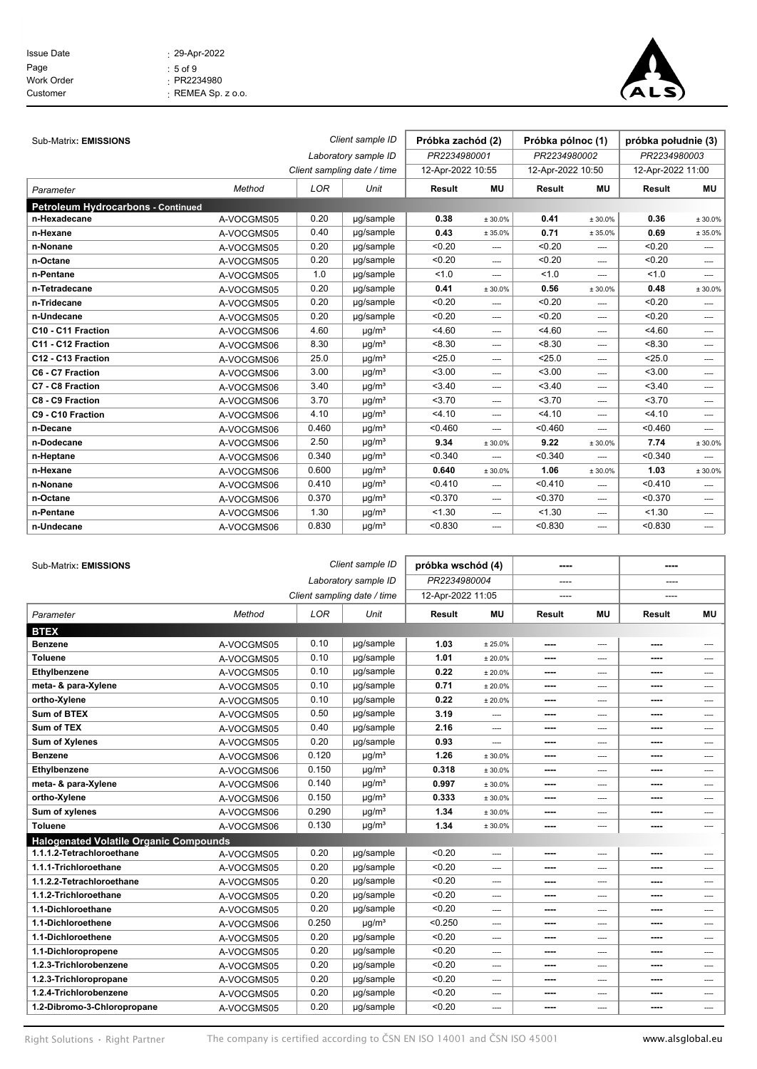| Issue Date | : 29-Apr-2022 |
|---|---|
| Page | : 5 of 9 |
| Work Order | : PR2234980 |
| Customer | : REMEA Sp. z o.o. |

| Sub-Matrix: **EMISSIONS** | | | Client sample ID | Próbka zachód (2) | | Próbka północ (1) | | próbka południe (3) | |
|---|---|---|---|---|---|---|---|---|---|
| | | | Laboratory sample ID | PR2234980001 | | PR2234980002 | | PR2234980003 | |
| | | | Client sampling date / time | 12-Apr-2022 10:55 | | 12-Apr-2022 10:50 | | 12-Apr-2022 11:00 | |
| *Parameter* | *Method* | *LOR* | *Unit* | **Result** | **MU** | **Result** | **MU** | **Result** | **MU** |
| **Petroleum Hydrocarbons - Continued** | | | | | | | | | |
| **n-Hexadecane** | A-VOCGMS05 | 0.20 | µg/sample | **0.38** | ± 30.0% | **0.41** | ± 30.0% | **0.36** | ± 30.0% |
| **n-Hexane** | A-VOCGMS05 | 0.40 | µg/sample | **0.43** | ± 35.0% | **0.71** | ± 35.0% | **0.69** | ± 35.0% |
| **n-Nonane** | A-VOCGMS05 | 0.20 | µg/sample | <0.20 | ---- | <0.20 | ---- | <0.20 | ---- |
| **n-Octane** | A-VOCGMS05 | 0.20 | µg/sample | <0.20 | ---- | <0.20 | ---- | <0.20 | ---- |
| **n-Pentane** | A-VOCGMS05 | 1.0 | µg/sample | <1.0 | ---- | <1.0 | ---- | <1.0 | ---- |
| **n-Tetradecane** | A-VOCGMS05 | 0.20 | µg/sample | **0.41** | ± 30.0% | **0.56** | ± 30.0% | **0.48** | ± 30.0% |
| **n-Tridecane** | A-VOCGMS05 | 0.20 | µg/sample | <0.20 | ---- | <0.20 | ---- | <0.20 | ---- |
| **n-Undecane** | A-VOCGMS05 | 0.20 | µg/sample | <0.20 | ---- | <0.20 | ---- | <0.20 | ---- |
| **C10 - C11 Fraction** | A-VOCGMS06 | 4.60 | µg/m³ | <4.60 | ---- | <4.60 | ---- | <4.60 | ---- |
| **C11 - C12 Fraction** | A-VOCGMS06 | 8.30 | µg/m³ | <8.30 | ---- | <8.30 | ---- | <8.30 | ---- |
| **C12 - C13 Fraction** | A-VOCGMS06 | 25.0 | µg/m³ | <25.0 | ---- | <25.0 | ---- | <25.0 | ---- |
| **C6 - C7 Fraction** | A-VOCGMS06 | 3.00 | µg/m³ | <3.00 | ---- | <3.00 | ---- | <3.00 | ---- |
| **C7 - C8 Fraction** | A-VOCGMS06 | 3.40 | µg/m³ | <3.40 | ---- | <3.40 | ---- | <3.40 | ---- |
| **C8 - C9 Fraction** | A-VOCGMS06 | 3.70 | µg/m³ | <3.70 | ---- | <3.70 | ---- | <3.70 | ---- |
| **C9 - C10 Fraction** | A-VOCGMS06 | 4.10 | µg/m³ | <4.10 | ---- | <4.10 | ---- | <4.10 | ---- |
| **n-Decane** | A-VOCGMS06 | 0.460 | µg/m³ | <0.460 | ---- | <0.460 | ---- | <0.460 | ---- |
| **n-Dodecane** | A-VOCGMS06 | 2.50 | µg/m³ | **9.34** | ± 30.0% | **9.22** | ± 30.0% | **7.74** | ± 30.0% |
| **n-Heptane** | A-VOCGMS06 | 0.340 | µg/m³ | <0.340 | ---- | <0.340 | ---- | <0.340 | ---- |
| **n-Hexane** | A-VOCGMS06 | 0.600 | µg/m³ | **0.640** | ± 30.0% | **1.06** | ± 30.0% | **1.03** | ± 30.0% |
| **n-Nonane** | A-VOCGMS06 | 0.410 | µg/m³ | <0.410 | ---- | <0.410 | ---- | <0.410 | ---- |
| **n-Octane** | A-VOCGMS06 | 0.370 | µg/m³ | <0.370 | ---- | <0.370 | ---- | <0.370 | ---- |
| **n-Pentane** | A-VOCGMS06 | 1.30 | µg/m³ | <1.30 | ---- | <1.30 | ---- | <1.30 | ---- |
| **n-Undecane** | A-VOCGMS06 | 0.830 | µg/m³ | <0.830 | ---- | <0.830 | ---- | <0.830 | ---- |

| Sub-Matrix: **EMISSIONS** | | | Client sample ID | próbka wschód (4) | | ---- | | ---- | |
|---|---|---|---|---|---|---|---|---|---|
| | | | Laboratory sample ID | PR2234980004 | | ---- | | ---- | |
| | | | Client sampling date / time | 12-Apr-2022 11:05 | | ---- | | ---- | |
| *Parameter* | *Method* | *LOR* | *Unit* | **Result** | **MU** | **Result** | **MU** | **Result** | **MU** |
| **BTEX** | | | | | | | | | |
| **Benzene** | A-VOCGMS05 | 0.10 | µg/sample | **1.03** | ± 25.0% | ---- | ---- | ---- | ---- |
| **Toluene** | A-VOCGMS05 | 0.10 | µg/sample | **1.01** | ± 20.0% | ---- | ---- | ---- | ---- |
| **Ethylbenzene** | A-VOCGMS05 | 0.10 | µg/sample | **0.22** | ± 20.0% | ---- | ---- | ---- | ---- |
| **meta- & para-Xylene** | A-VOCGMS05 | 0.10 | µg/sample | **0.71** | ± 20.0% | ---- | ---- | ---- | ---- |
| **ortho-Xylene** | A-VOCGMS05 | 0.10 | µg/sample | **0.22** | ± 20.0% | ---- | ---- | ---- | ---- |
| **Sum of BTEX** | A-VOCGMS05 | 0.50 | µg/sample | **3.19** | ---- | ---- | ---- | ---- | ---- |
| **Sum of TEX** | A-VOCGMS05 | 0.40 | µg/sample | **2.16** | ---- | ---- | ---- | ---- | ---- |
| **Sum of Xylenes** | A-VOCGMS05 | 0.20 | µg/sample | **0.93** | ---- | ---- | ---- | ---- | ---- |
| **Benzene** | A-VOCGMS06 | 0.120 | µg/m³ | **1.26** | ± 30.0% | ---- | ---- | ---- | ---- |
| **Ethylbenzene** | A-VOCGMS06 | 0.150 | µg/m³ | **0.318** | ± 30.0% | ---- | ---- | ---- | ---- |
| **meta- & para-Xylene** | A-VOCGMS06 | 0.140 | µg/m³ | **0.997** | ± 30.0% | ---- | ---- | ---- | ---- |
| **ortho-Xylene** | A-VOCGMS06 | 0.150 | µg/m³ | **0.333** | ± 30.0% | ---- | ---- | ---- | ---- |
| **Sum of xylenes** | A-VOCGMS06 | 0.290 | µg/m³ | **1.34** | ± 30.0% | ---- | ---- | ---- | ---- |
| **Toluene** | A-VOCGMS06 | 0.130 | µg/m³ | **1.34** | ± 30.0% | ---- | ---- | ---- | ---- |
| **Halogenated Volatile Organic Compounds** | | | | | | | | | |
| **1.1.1.2-Tetrachloroethane** | A-VOCGMS05 | 0.20 | µg/sample | <0.20 | ---- | ---- | ---- | ---- | ---- |
| **1.1.1-Trichloroethane** | A-VOCGMS05 | 0.20 | µg/sample | <0.20 | ---- | ---- | ---- | ---- | ---- |
| **1.1.2.2-Tetrachloroethane** | A-VOCGMS05 | 0.20 | µg/sample | <0.20 | ---- | ---- | ---- | ---- | ---- |
| **1.1.2-Trichloroethane** | A-VOCGMS05 | 0.20 | µg/sample | <0.20 | ---- | ---- | ---- | ---- | ---- |
| **1.1-Dichloroethane** | A-VOCGMS05 | 0.20 | µg/sample | <0.20 | ---- | ---- | ---- | ---- | ---- |
| **1.1-Dichloroethene** | A-VOCGMS06 | 0.250 | µg/m³ | <0.250 | ---- | ---- | ---- | ---- | ---- |
| **1.1-Dichloroethene** | A-VOCGMS05 | 0.20 | µg/sample | <0.20 | ---- | ---- | ---- | ---- | ---- |
| **1.1-Dichloropropene** | A-VOCGMS05 | 0.20 | µg/sample | <0.20 | ---- | ---- | ---- | ---- | ---- |
| **1.2.3-Trichlorobenzene** | A-VOCGMS05 | 0.20 | µg/sample | <0.20 | ---- | ---- | ---- | ---- | ---- |
| **1.2.3-Trichloropropane** | A-VOCGMS05 | 0.20 | µg/sample | <0.20 | ---- | ---- | ---- | ---- | ---- |
| **1.2.4-Trichlorobenzene** | A-VOCGMS05 | 0.20 | µg/sample | <0.20 | ---- | ---- | ---- | ---- | ---- |
| **1.2-Dibromo-3-Chloropropane** | A-VOCGMS05 | 0.20 | µg/sample | <0.20 | ---- | ---- | ---- | ---- | ---- |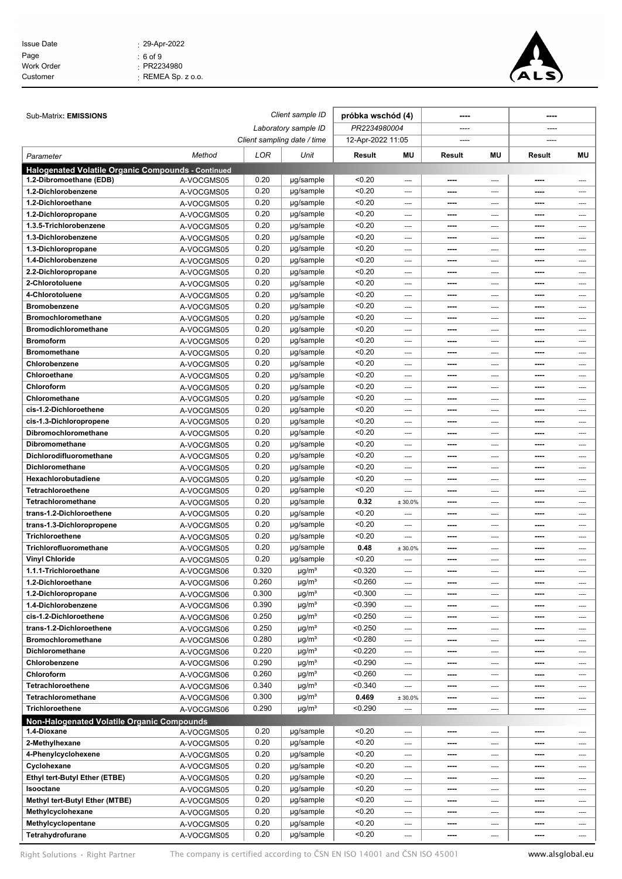| Sub-Matrix: **EMISSIONS** | | | *Client sample ID* | **próbka wschód (4)** | | **----** | | **----** | |
|---|---|---|---|---|---|---|---|---|---|
| | | | *Laboratory sample ID* | *PR2234980004* | | ---- | | ---- | |
| | | | *Client sampling date / time* | 12-Apr-2022 11:05 | | ---- | | ---- | |
| *Parameter* | *Method* | *LOR* | *Unit* | **Result** | **MU** | **Result** | **MU** | **Result** | **MU** |
| **Halogenated Volatile Organic Compounds - Continued** | | | | | | | | | |
| **1.2-Dibromoethane (EDB)** | A-VOCGMS05 | 0.20 | µg/sample | <0.20 | ---- | **----** | ---- | **----** | ---- |
| **1.2-Dichlorobenzene** | A-VOCGMS05 | 0.20 | µg/sample | <0.20 | ---- | **----** | ---- | **----** | ---- |
| **1.2-Dichloroethane** | A-VOCGMS05 | 0.20 | µg/sample | <0.20 | ---- | **----** | ---- | **----** | ---- |
| **1.2-Dichloropropane** | A-VOCGMS05 | 0.20 | µg/sample | <0.20 | ---- | **----** | ---- | **----** | ---- |
| **1.3.5-Trichlorobenzene** | A-VOCGMS05 | 0.20 | µg/sample | <0.20 | ---- | **----** | ---- | **----** | ---- |
| **1.3-Dichlorobenzene** | A-VOCGMS05 | 0.20 | µg/sample | <0.20 | ---- | **----** | ---- | **----** | ---- |
| **1.3-Dichloropropane** | A-VOCGMS05 | 0.20 | µg/sample | <0.20 | ---- | **----** | ---- | **----** | ---- |
| **1.4-Dichlorobenzene** | A-VOCGMS05 | 0.20 | µg/sample | <0.20 | ---- | **----** | ---- | **----** | ---- |
| **2.2-Dichloropropane** | A-VOCGMS05 | 0.20 | µg/sample | <0.20 | ---- | **----** | ---- | **----** | ---- |
| **2-Chlorotoluene** | A-VOCGMS05 | 0.20 | µg/sample | <0.20 | ---- | **----** | ---- | **----** | ---- |
| **4-Chlorotoluene** | A-VOCGMS05 | 0.20 | µg/sample | <0.20 | ---- | **----** | ---- | **----** | ---- |
| **Bromobenzene** | A-VOCGMS05 | 0.20 | µg/sample | <0.20 | ---- | **----** | ---- | **----** | ---- |
| **Bromochloromethane** | A-VOCGMS05 | 0.20 | µg/sample | <0.20 | ---- | **----** | ---- | **----** | ---- |
| **Bromodichloromethane** | A-VOCGMS05 | 0.20 | µg/sample | <0.20 | ---- | **----** | ---- | **----** | ---- |
| **Bromoform** | A-VOCGMS05 | 0.20 | µg/sample | <0.20 | ---- | **----** | ---- | **----** | ---- |
| **Bromomethane** | A-VOCGMS05 | 0.20 | µg/sample | <0.20 | ---- | **----** | ---- | **----** | ---- |
| **Chlorobenzene** | A-VOCGMS05 | 0.20 | µg/sample | <0.20 | ---- | **----** | ---- | **----** | ---- |
| **Chloroethane** | A-VOCGMS05 | 0.20 | µg/sample | <0.20 | ---- | **----** | ---- | **----** | ---- |
| **Chloroform** | A-VOCGMS05 | 0.20 | µg/sample | <0.20 | ---- | **----** | ---- | **----** | ---- |
| **Chloromethane** | A-VOCGMS05 | 0.20 | µg/sample | <0.20 | ---- | **----** | ---- | **----** | ---- |
| **cis-1.2-Dichloroethene** | A-VOCGMS05 | 0.20 | µg/sample | <0.20 | ---- | **----** | ---- | **----** | ---- |
| **cis-1.3-Dichloropropene** | A-VOCGMS05 | 0.20 | µg/sample | <0.20 | ---- | **----** | ---- | **----** | ---- |
| **Dibromochloromethane** | A-VOCGMS05 | 0.20 | µg/sample | <0.20 | ---- | **----** | ---- | **----** | ---- |
| **Dibromomethane** | A-VOCGMS05 | 0.20 | µg/sample | <0.20 | ---- | **----** | ---- | **----** | ---- |
| **Dichlorodifluoromethane** | A-VOCGMS05 | 0.20 | µg/sample | <0.20 | ---- | **----** | ---- | **----** | ---- |
| **Dichloromethane** | A-VOCGMS05 | 0.20 | µg/sample | <0.20 | ---- | **----** | ---- | **----** | ---- |
| **Hexachlorobutadiene** | A-VOCGMS05 | 0.20 | µg/sample | <0.20 | ---- | **----** | ---- | **----** | ---- |
| **Tetrachloroethene** | A-VOCGMS05 | 0.20 | µg/sample | <0.20 | ---- | **----** | ---- | **----** | ---- |
| **Tetrachloromethane** | A-VOCGMS05 | 0.20 | µg/sample | **0.32** | ± 30.0% | **----** | ---- | **----** | ---- |
| **trans-1.2-Dichloroethene** | A-VOCGMS05 | 0.20 | µg/sample | <0.20 | ---- | **----** | ---- | **----** | ---- |
| **trans-1.3-Dichloropropene** | A-VOCGMS05 | 0.20 | µg/sample | <0.20 | ---- | **----** | ---- | **----** | ---- |
| **Trichloroethene** | A-VOCGMS05 | 0.20 | µg/sample | <0.20 | ---- | **----** | ---- | **----** | ---- |
| **Trichlorofluoromethane** | A-VOCGMS05 | 0.20 | µg/sample | **0.48** | ± 30.0% | **----** | ---- | **----** | ---- |
| **Vinyl Chloride** | A-VOCGMS05 | 0.20 | µg/sample | <0.20 | ---- | **----** | ---- | **----** | ---- |
| **1.1.1-Trichloroethane** | A-VOCGMS06 | 0.320 | µg/m³ | <0.320 | ---- | **----** | ---- | **----** | ---- |
| **1.2-Dichloroethane** | A-VOCGMS06 | 0.260 | µg/m³ | <0.260 | ---- | **----** | ---- | **----** | ---- |
| **1.2-Dichloropropane** | A-VOCGMS06 | 0.300 | µg/m³ | <0.300 | ---- | **----** | ---- | **----** | ---- |
| **1.4-Dichlorobenzene** | A-VOCGMS06 | 0.390 | µg/m³ | <0.390 | ---- | **----** | ---- | **----** | ---- |
| **cis-1.2-Dichloroethene** | A-VOCGMS06 | 0.250 | µg/m³ | <0.250 | ---- | **----** | ---- | **----** | ---- |
| **trans-1.2-Dichloroethene** | A-VOCGMS06 | 0.250 | µg/m³ | <0.250 | ---- | **----** | ---- | **----** | ---- |
| **Bromochloromethane** | A-VOCGMS06 | 0.280 | µg/m³ | <0.280 | ---- | **----** | ---- | **----** | ---- |
| **Dichloromethane** | A-VOCGMS06 | 0.220 | µg/m³ | <0.220 | ---- | **----** | ---- | **----** | ---- |
| **Chlorobenzene** | A-VOCGMS06 | 0.290 | µg/m³ | <0.290 | ---- | **----** | ---- | **----** | ---- |
| **Chloroform** | A-VOCGMS06 | 0.260 | µg/m³ | <0.260 | ---- | **----** | ---- | **----** | ---- |
| **Tetrachloroethene** | A-VOCGMS06 | 0.340 | µg/m³ | <0.340 | ---- | **----** | ---- | **----** | ---- |
| **Tetrachloromethane** | A-VOCGMS06 | 0.300 | µg/m³ | **0.469** | ± 30.0% | **----** | ---- | **----** | ---- |
| **Trichloroethene** | A-VOCGMS06 | 0.290 | µg/m³ | <0.290 | ---- | **----** | ---- | **----** | ---- |
| **Non-Halogenated Volatile Organic Compounds** | | | | | | | | | |
| **1.4-Dioxane** | A-VOCGMS05 | 0.20 | µg/sample | <0.20 | ---- | **----** | ---- | **----** | ---- |
| **2-Methylhexane** | A-VOCGMS05 | 0.20 | µg/sample | <0.20 | ---- | **----** | ---- | **----** | ---- |
| **4-Phenylcyclohexene** | A-VOCGMS05 | 0.20 | µg/sample | <0.20 | ---- | **----** | ---- | **----** | ---- |
| **Cyclohexane** | A-VOCGMS05 | 0.20 | µg/sample | <0.20 | ---- | **----** | ---- | **----** | ---- |
| **Ethyl tert-Butyl Ether (ETBE)** | A-VOCGMS05 | 0.20 | µg/sample | <0.20 | ---- | **----** | ---- | **----** | ---- |
| **Isooctane** | A-VOCGMS05 | 0.20 | µg/sample | <0.20 | ---- | **----** | ---- | **----** | ---- |
| **Methyl tert-Butyl Ether (MTBE)** | A-VOCGMS05 | 0.20 | µg/sample | <0.20 | ---- | **----** | ---- | **----** | ---- |
| **Methylcyclohexane** | A-VOCGMS05 | 0.20 | µg/sample | <0.20 | ---- | **----** | ---- | **----** | ---- |
| **Methylcyclopentane** | A-VOCGMS05 | 0.20 | µg/sample | <0.20 | ---- | **----** | ---- | **----** | ---- |
| **Tetrahydrofurane** | A-VOCGMS05 | 0.20 | µg/sample | <0.20 | ---- | **----** | ---- | **----** | ---- |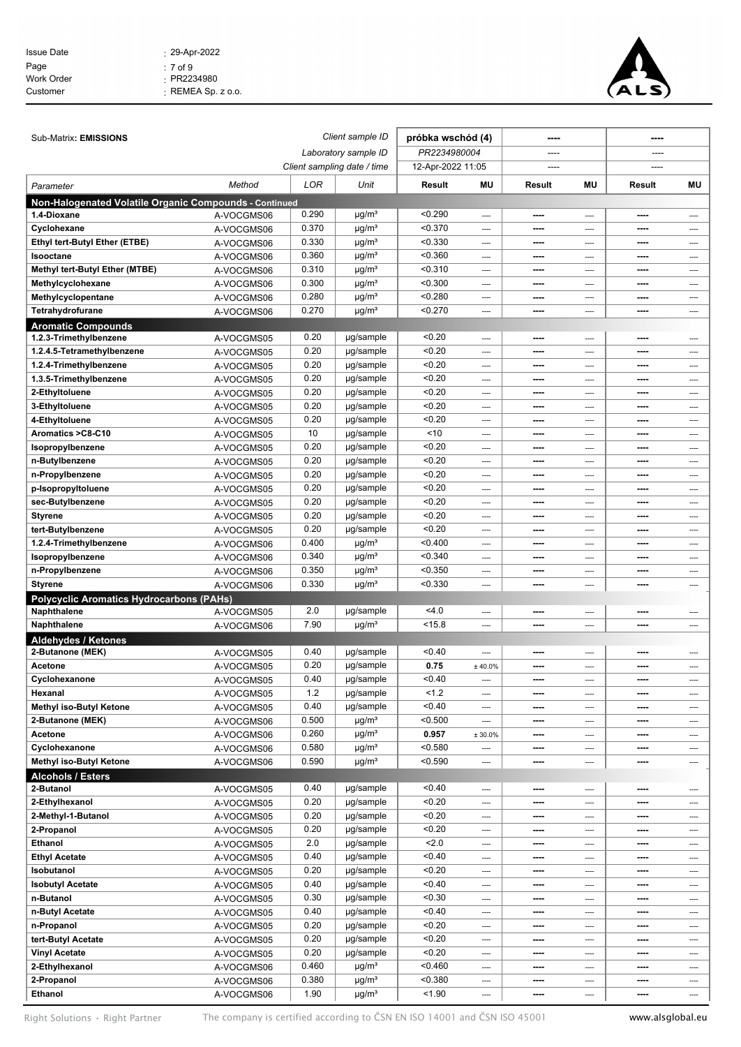| | | | | | | | | | |
|---|---|---|---|---|---|---|---|---|---|
| Sub-Matrix: **EMISSIONS** | | | *Client sample ID* | **próbka wschód (4)** | | **----** | | **----** | |
| | | | *Laboratory sample ID* | *PR2234980004* | | ---- | | ---- | |
| | | | *Client sampling date / time* | 12-Apr-2022 11:05 | | ---- | | ---- | |
| *Parameter* | *Method* | *LOR* | *Unit* | **Result** | **MU** | **Result** | **MU** | **Result** | **MU** |
| **Non-Halogenated Volatile Organic Compounds - Continued** | | | | | | | | | |
| **1.4-Dioxane** | A-VOCGMS06 | 0.290 | µg/m³ | <0.290 | ---- | **----** | ---- | **----** | ---- |
| **Cyclohexane** | A-VOCGMS06 | 0.370 | µg/m³ | <0.370 | ---- | **----** | ---- | **----** | ---- |
| **Ethyl tert-Butyl Ether (ETBE)** | A-VOCGMS06 | 0.330 | µg/m³ | <0.330 | ---- | **----** | ---- | **----** | ---- |
| **Isooctane** | A-VOCGMS06 | 0.360 | µg/m³ | <0.360 | ---- | **----** | ---- | **----** | ---- |
| **Methyl tert-Butyl Ether (MTBE)** | A-VOCGMS06 | 0.310 | µg/m³ | <0.310 | ---- | **----** | ---- | **----** | ---- |
| **Methylcyclohexane** | A-VOCGMS06 | 0.300 | µg/m³ | <0.300 | ---- | **----** | ---- | **----** | ---- |
| **Methylcyclopentane** | A-VOCGMS06 | 0.280 | µg/m³ | <0.280 | ---- | **----** | ---- | **----** | ---- |
| **Tetrahydrofurane** | A-VOCGMS06 | 0.270 | µg/m³ | <0.270 | ---- | **----** | ---- | **----** | ---- |
| **Aromatic Compounds** | | | | | | | | | |
| **1.2.3-Trimethylbenzene** | A-VOCGMS05 | 0.20 | µg/sample | <0.20 | ---- | **----** | ---- | **----** | ---- |
| **1.2.4.5-Tetramethylbenzene** | A-VOCGMS05 | 0.20 | µg/sample | <0.20 | ---- | **----** | ---- | **----** | ---- |
| **1.2.4-Trimethylbenzene** | A-VOCGMS05 | 0.20 | µg/sample | <0.20 | ---- | **----** | ---- | **----** | ---- |
| **1.3.5-Trimethylbenzene** | A-VOCGMS05 | 0.20 | µg/sample | <0.20 | ---- | **----** | ---- | **----** | ---- |
| **2-Ethyltoluene** | A-VOCGMS05 | 0.20 | µg/sample | <0.20 | ---- | **----** | ---- | **----** | ---- |
| **3-Ethyltoluene** | A-VOCGMS05 | 0.20 | µg/sample | <0.20 | ---- | **----** | ---- | **----** | ---- |
| **4-Ethyltoluene** | A-VOCGMS05 | 0.20 | µg/sample | <0.20 | ---- | **----** | ---- | **----** | ---- |
| **Aromatics >C8-C10** | A-VOCGMS05 | 10 | µg/sample | <10 | ---- | **----** | ---- | **----** | ---- |
| **Isopropylbenzene** | A-VOCGMS05 | 0.20 | µg/sample | <0.20 | ---- | **----** | ---- | **----** | ---- |
| **n-Butylbenzene** | A-VOCGMS05 | 0.20 | µg/sample | <0.20 | ---- | **----** | ---- | **----** | ---- |
| **n-Propylbenzene** | A-VOCGMS05 | 0.20 | µg/sample | <0.20 | ---- | **----** | ---- | **----** | ---- |
| **p-Isopropyltoluene** | A-VOCGMS05 | 0.20 | µg/sample | <0.20 | ---- | **----** | ---- | **----** | ---- |
| **sec-Butylbenzene** | A-VOCGMS05 | 0.20 | µg/sample | <0.20 | ---- | **----** | ---- | **----** | ---- |
| **Styrene** | A-VOCGMS05 | 0.20 | µg/sample | <0.20 | ---- | **----** | ---- | **----** | ---- |
| **tert-Butylbenzene** | A-VOCGMS05 | 0.20 | µg/sample | <0.20 | ---- | **----** | ---- | **----** | ---- |
| **1.2.4-Trimethylbenzene** | A-VOCGMS06 | 0.400 | µg/m³ | <0.400 | ---- | **----** | ---- | **----** | ---- |
| **Isopropylbenzene** | A-VOCGMS06 | 0.340 | µg/m³ | <0.340 | ---- | **----** | ---- | **----** | ---- |
| **n-Propylbenzene** | A-VOCGMS06 | 0.350 | µg/m³ | <0.350 | ---- | **----** | ---- | **----** | ---- |
| **Styrene** | A-VOCGMS06 | 0.330 | µg/m³ | <0.330 | ---- | **----** | ---- | **----** | ---- |
| **Polycyclic Aromatics Hydrocarbons (PAHs)** | | | | | | | | | |
| **Naphthalene** | A-VOCGMS05 | 2.0 | µg/sample | <4.0 | ---- | **----** | ---- | **----** | ---- |
| **Naphthalene** | A-VOCGMS06 | 7.90 | µg/m³ | <15.8 | ---- | **----** | ---- | **----** | ---- |
| **Aldehydes / Ketones** | | | | | | | | | |
| **2-Butanone (MEK)** | A-VOCGMS05 | 0.40 | µg/sample | <0.40 | ---- | **----** | ---- | **----** | ---- |
| **Acetone** | A-VOCGMS05 | 0.20 | µg/sample | **0.75** | ± 40.0% | **----** | ---- | **----** | ---- |
| **Cyclohexanone** | A-VOCGMS05 | 0.40 | µg/sample | <0.40 | ---- | **----** | ---- | **----** | ---- |
| **Hexanal** | A-VOCGMS05 | 1.2 | µg/sample | <1.2 | ---- | **----** | ---- | **----** | ---- |
| **Methyl iso-Butyl Ketone** | A-VOCGMS05 | 0.40 | µg/sample | <0.40 | ---- | **----** | ---- | **----** | ---- |
| **2-Butanone (MEK)** | A-VOCGMS06 | 0.500 | µg/m³ | <0.500 | ---- | **----** | ---- | **----** | ---- |
| **Acetone** | A-VOCGMS06 | 0.260 | µg/m³ | **0.957** | ± 30.0% | **----** | ---- | **----** | ---- |
| **Cyclohexanone** | A-VOCGMS06 | 0.580 | µg/m³ | <0.580 | ---- | **----** | ---- | **----** | ---- |
| **Methyl iso-Butyl Ketone** | A-VOCGMS06 | 0.590 | µg/m³ | <0.590 | ---- | **----** | ---- | **----** | ---- |
| **Alcohols / Esters** | | | | | | | | | |
| **2-Butanol** | A-VOCGMS05 | 0.40 | µg/sample | <0.40 | ---- | **----** | ---- | **----** | ---- |
| **2-Ethylhexanol** | A-VOCGMS05 | 0.20 | µg/sample | <0.20 | ---- | **----** | ---- | **----** | ---- |
| **2-Methyl-1-Butanol** | A-VOCGMS05 | 0.20 | µg/sample | <0.20 | ---- | **----** | ---- | **----** | ---- |
| **2-Propanol** | A-VOCGMS05 | 0.20 | µg/sample | <0.20 | ---- | **----** | ---- | **----** | ---- |
| **Ethanol** | A-VOCGMS05 | 2.0 | µg/sample | <2.0 | ---- | **----** | ---- | **----** | ---- |
| **Ethyl Acetate** | A-VOCGMS05 | 0.40 | µg/sample | <0.40 | ---- | **----** | ---- | **----** | ---- |
| **Isobutanol** | A-VOCGMS05 | 0.20 | µg/sample | <0.20 | ---- | **----** | ---- | **----** | ---- |
| **Isobutyl Acetate** | A-VOCGMS05 | 0.40 | µg/sample | <0.40 | ---- | **----** | ---- | **----** | ---- |
| **n-Butanol** | A-VOCGMS05 | 0.30 | µg/sample | <0.30 | ---- | **----** | ---- | **----** | ---- |
| **n-Butyl Acetate** | A-VOCGMS05 | 0.40 | µg/sample | <0.40 | ---- | **----** | ---- | **----** | ---- |
| **n-Propanol** | A-VOCGMS05 | 0.20 | µg/sample | <0.20 | ---- | **----** | ---- | **----** | ---- |
| **tert-Butyl Acetate** | A-VOCGMS05 | 0.20 | µg/sample | <0.20 | ---- | **----** | ---- | **----** | ---- |
| **Vinyl Acetate** | A-VOCGMS05 | 0.20 | µg/sample | <0.20 | ---- | **----** | ---- | **----** | ---- |
| **2-Ethylhexanol** | A-VOCGMS06 | 0.460 | µg/m³ | <0.460 | ---- | **----** | ---- | **----** | ---- |
| **2-Propanol** | A-VOCGMS06 | 0.380 | µg/m³ | <0.380 | ---- | **----** | ---- | **----** | ---- |
| **Ethanol** | A-VOCGMS06 | 1.90 | µg/m³ | <1.90 | ---- | **----** | ---- | **----** | ---- |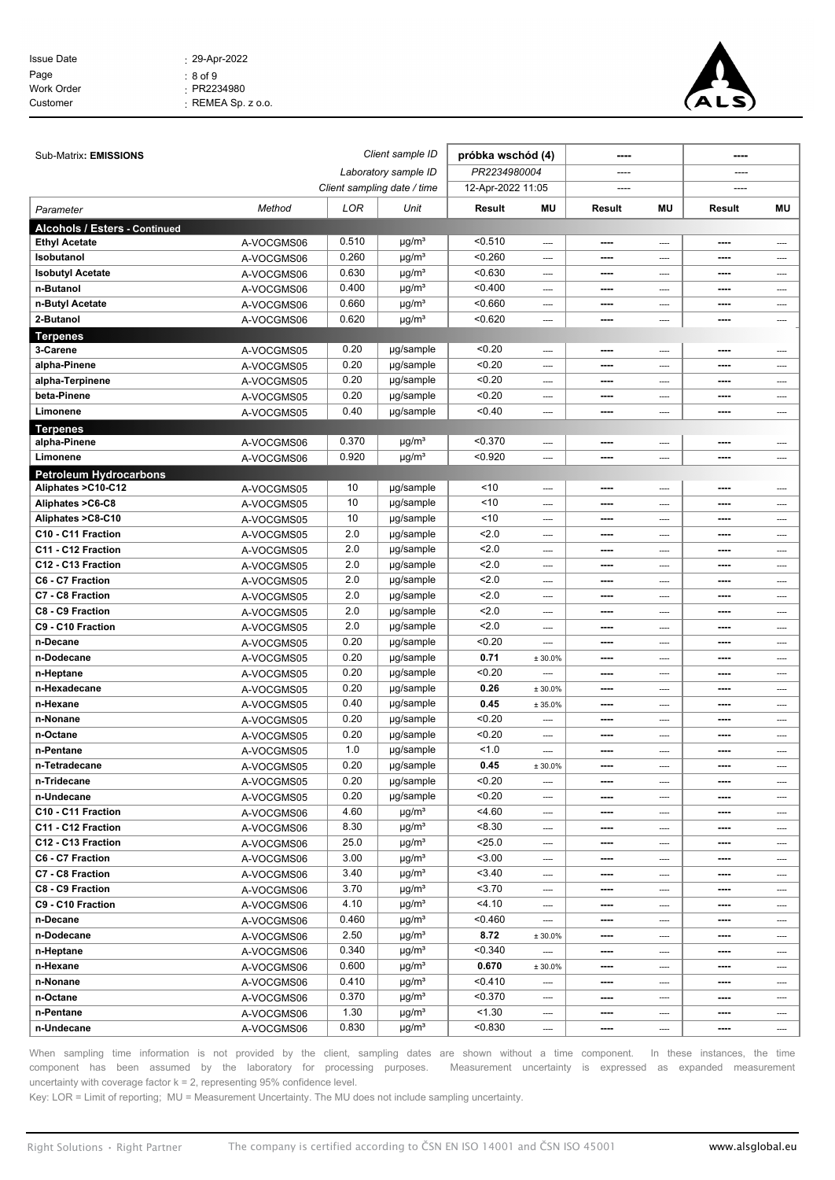Issue Date : 29-Apr-2022
Work Order : PR2234980
Customer : REMEA Sp. z o.o.

| Sub-Matrix: **EMISSIONS** | | | Client sample ID | **próbka wschód (4)** | | **----** | | **----** | |
|---|---|---|---|---|---|---|---|---|---|
| | | | Laboratory sample ID | PR2234980004 | | ---- | | ---- | |
| | | | Client sampling date / time | 12-Apr-2022 11:05 | | ---- | | ---- | |
| *Parameter* | *Method* | *LOR* | *Unit* | **Result** | **MU** | **Result** | **MU** | **Result** | **MU** |
| **Alcohols / Esters - Continued** | | | | | | | | | |
| **Ethyl Acetate** | A-VOCGMS06 | 0.510 | µg/m³ | <0.510 | ---- | ---- | ---- | ---- | ---- |
| **Isobutanol** | A-VOCGMS06 | 0.260 | µg/m³ | <0.260 | ---- | ---- | ---- | ---- | ---- |
| **Isobutyl Acetate** | A-VOCGMS06 | 0.630 | µg/m³ | <0.630 | ---- | ---- | ---- | ---- | ---- |
| **n-Butanol** | A-VOCGMS06 | 0.400 | µg/m³ | <0.400 | ---- | ---- | ---- | ---- | ---- |
| **n-Butyl Acetate** | A-VOCGMS06 | 0.660 | µg/m³ | <0.660 | ---- | ---- | ---- | ---- | ---- |
| **2-Butanol** | A-VOCGMS06 | 0.620 | µg/m³ | <0.620 | ---- | ---- | ---- | ---- | ---- |
| **Terpenes** | | | | | | | | | |
| **3-Carene** | A-VOCGMS05 | 0.20 | µg/sample | <0.20 | ---- | ---- | ---- | ---- | ---- |
| **alpha-Pinene** | A-VOCGMS05 | 0.20 | µg/sample | <0.20 | ---- | ---- | ---- | ---- | ---- |
| **alpha-Terpinene** | A-VOCGMS05 | 0.20 | µg/sample | <0.20 | ---- | ---- | ---- | ---- | ---- |
| **beta-Pinene** | A-VOCGMS05 | 0.20 | µg/sample | <0.20 | ---- | ---- | ---- | ---- | ---- |
| **Limonene** | A-VOCGMS05 | 0.40 | µg/sample | <0.40 | ---- | ---- | ---- | ---- | ---- |
| **Terpenes** | | | | | | | | | |
| **alpha-Pinene** | A-VOCGMS06 | 0.370 | µg/m³ | <0.370 | ---- | ---- | ---- | ---- | ---- |
| **Limonene** | A-VOCGMS06 | 0.920 | µg/m³ | <0.920 | ---- | ---- | ---- | ---- | ---- |
| **Petroleum Hydrocarbons** | | | | | | | | | |
| **Aliphates >C10-C12** | A-VOCGMS05 | 10 | µg/sample | <10 | ---- | ---- | ---- | ---- | ---- |
| **Aliphates >C6-C8** | A-VOCGMS05 | 10 | µg/sample | <10 | ---- | ---- | ---- | ---- | ---- |
| **Aliphates >C8-C10** | A-VOCGMS05 | 10 | µg/sample | <10 | ---- | ---- | ---- | ---- | ---- |
| **C10 - C11 Fraction** | A-VOCGMS05 | 2.0 | µg/sample | <2.0 | ---- | ---- | ---- | ---- | ---- |
| **C11 - C12 Fraction** | A-VOCGMS05 | 2.0 | µg/sample | <2.0 | ---- | ---- | ---- | ---- | ---- |
| **C12 - C13 Fraction** | A-VOCGMS05 | 2.0 | µg/sample | <2.0 | ---- | ---- | ---- | ---- | ---- |
| **C6 - C7 Fraction** | A-VOCGMS05 | 2.0 | µg/sample | <2.0 | ---- | ---- | ---- | ---- | ---- |
| **C7 - C8 Fraction** | A-VOCGMS05 | 2.0 | µg/sample | <2.0 | ---- | ---- | ---- | ---- | ---- |
| **C8 - C9 Fraction** | A-VOCGMS05 | 2.0 | µg/sample | <2.0 | ---- | ---- | ---- | ---- | ---- |
| **C9 - C10 Fraction** | A-VOCGMS05 | 2.0 | µg/sample | <2.0 | ---- | ---- | ---- | ---- | ---- |
| **n-Decane** | A-VOCGMS05 | 0.20 | µg/sample | <0.20 | ---- | ---- | ---- | ---- | ---- |
| **n-Dodecane** | A-VOCGMS05 | 0.20 | µg/sample | **0.71** | ± 30.0% | ---- | ---- | ---- | ---- |
| **n-Heptane** | A-VOCGMS05 | 0.20 | µg/sample | <0.20 | ---- | ---- | ---- | ---- | ---- |
| **n-Hexadecane** | A-VOCGMS05 | 0.20 | µg/sample | **0.26** | ± 30.0% | ---- | ---- | ---- | ---- |
| **n-Hexane** | A-VOCGMS05 | 0.40 | µg/sample | **0.45** | ± 35.0% | ---- | ---- | ---- | ---- |
| **n-Nonane** | A-VOCGMS05 | 0.20 | µg/sample | <0.20 | ---- | ---- | ---- | ---- | ---- |
| **n-Octane** | A-VOCGMS05 | 0.20 | µg/sample | <0.20 | ---- | ---- | ---- | ---- | ---- |
| **n-Pentane** | A-VOCGMS05 | 1.0 | µg/sample | <1.0 | ---- | ---- | ---- | ---- | ---- |
| **n-Tetradecane** | A-VOCGMS05 | 0.20 | µg/sample | **0.45** | ± 30.0% | ---- | ---- | ---- | ---- |
| **n-Tridecane** | A-VOCGMS05 | 0.20 | µg/sample | <0.20 | ---- | ---- | ---- | ---- | ---- |
| **n-Undecane** | A-VOCGMS05 | 0.20 | µg/sample | <0.20 | ---- | ---- | ---- | ---- | ---- |
| **C10 - C11 Fraction** | A-VOCGMS06 | 4.60 | µg/m³ | <4.60 | ---- | ---- | ---- | ---- | ---- |
| **C11 - C12 Fraction** | A-VOCGMS06 | 8.30 | µg/m³ | <8.30 | ---- | ---- | ---- | ---- | ---- |
| **C12 - C13 Fraction** | A-VOCGMS06 | 25.0 | µg/m³ | <25.0 | ---- | ---- | ---- | ---- | ---- |
| **C6 - C7 Fraction** | A-VOCGMS06 | 3.00 | µg/m³ | <3.00 | ---- | ---- | ---- | ---- | ---- |
| **C7 - C8 Fraction** | A-VOCGMS06 | 3.40 | µg/m³ | <3.40 | ---- | ---- | ---- | ---- | ---- |
| **C8 - C9 Fraction** | A-VOCGMS06 | 3.70 | µg/m³ | <3.70 | ---- | ---- | ---- | ---- | ---- |
| **C9 - C10 Fraction** | A-VOCGMS06 | 4.10 | µg/m³ | <4.10 | ---- | ---- | ---- | ---- | ---- |
| **n-Decane** | A-VOCGMS06 | 0.460 | µg/m³ | <0.460 | ---- | ---- | ---- | ---- | ---- |
| **n-Dodecane** | A-VOCGMS06 | 2.50 | µg/m³ | **8.72** | ± 30.0% | ---- | ---- | ---- | ---- |
| **n-Heptane** | A-VOCGMS06 | 0.340 | µg/m³ | <0.340 | ---- | ---- | ---- | ---- | ---- |
| **n-Hexane** | A-VOCGMS06 | 0.600 | µg/m³ | **0.670** | ± 30.0% | ---- | ---- | ---- | ---- |
| **n-Nonane** | A-VOCGMS06 | 0.410 | µg/m³ | <0.410 | ---- | ---- | ---- | ---- | ---- |
| **n-Octane** | A-VOCGMS06 | 0.370 | µg/m³ | <0.370 | ---- | ---- | ---- | ---- | ---- |
| **n-Pentane** | A-VOCGMS06 | 1.30 | µg/m³ | <1.30 | ---- | ---- | ---- | ---- | ---- |
| **n-Undecane** | A-VOCGMS06 | 0.830 | µg/m³ | <0.830 | ---- | ---- | ---- | ---- | ---- |

When sampling time information is not provided by the client, sampling dates are shown without a time component. In these instances, the time component has been assumed by the laboratory for processing purposes. Measurement uncertainty is expressed as expanded measurement uncertainty with coverage factor k = 2, representing 95% confidence level.

Key: LOR = Limit of reporting; MU = Measurement Uncertainty. The MU does not include sampling uncertainty.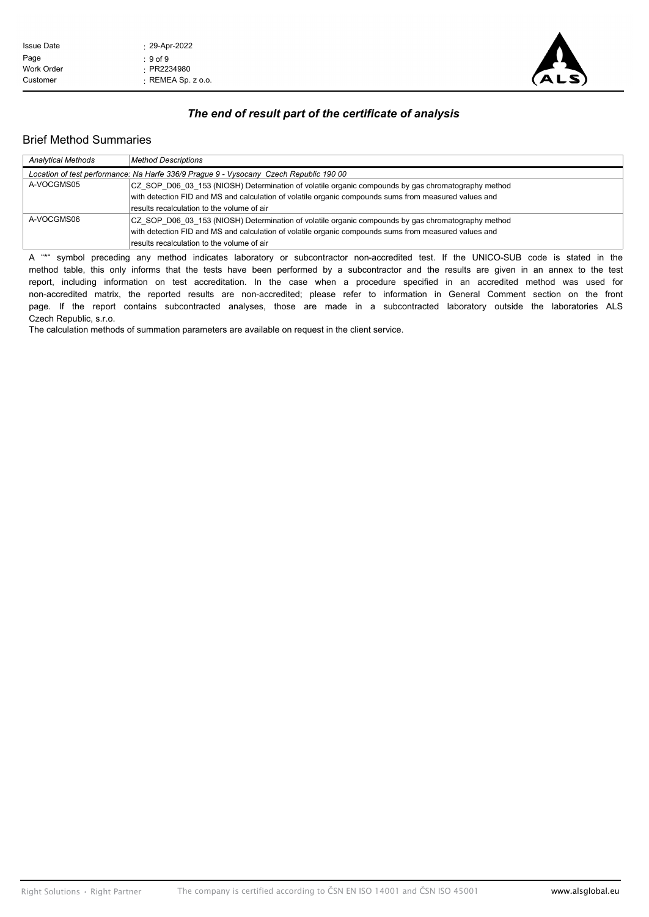### *The end of result part of the certificate of analysis*

## Brief Method Summaries

| *Analytical Methods* | *Method Descriptions* |
| --- | --- |
| *Location of test performance: Na Harfe 336/9 Prague 9 - Vysocany Czech Republic 190 00* | |
| A-VOCGMS05 | CZ_SOP_D06_03_153 (NIOSH) Determination of volatile organic compounds by gas chromatography method with detection FID and MS and calculation of volatile organic compounds sums from measured values and results recalculation to the volume of air |
| A-VOCGMS06 | CZ_SOP_D06_03_153 (NIOSH) Determination of volatile organic compounds by gas chromatography method with detection FID and MS and calculation of volatile organic compounds sums from measured values and results recalculation to the volume of air |

A "*" symbol preceding any method indicates laboratory or subcontractor non-accredited test. If the UNICO-SUB code is stated in the method table, this only informs that the tests have been performed by a subcontractor and the results are given in an annex to the test report, including information on test accreditation. In the case when a procedure specified in an accredited method was used for non-accredited matrix, the reported results are non-accredited; please refer to information in General Comment section on the front page. If the report contains subcontracted analyses, those are made in a subcontracted laboratory outside the laboratories ALS Czech Republic, s.r.o.

The calculation methods of summation parameters are available on request in the client service.